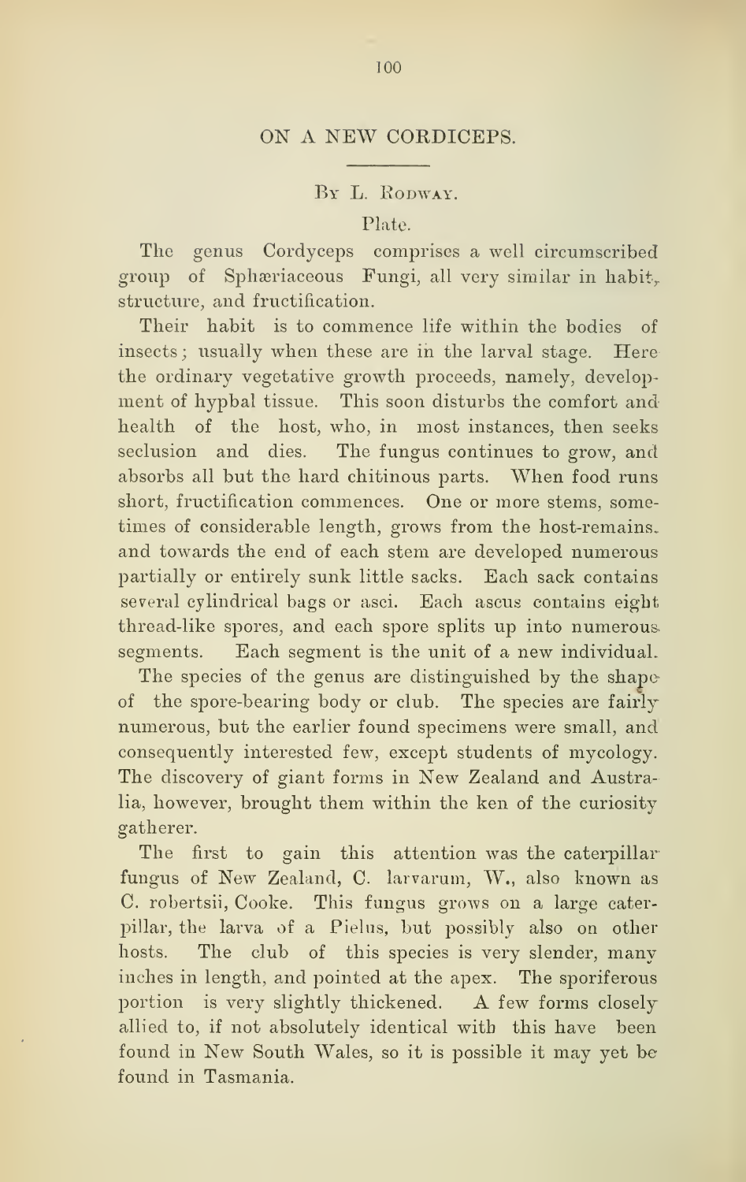# ON A NEW CORDICEPS.

By L. Rodway.

Plate.

The genus Cordyceps comprises a well circumscribed group of Sphæriaceous Fungi, all very similar in habit, structure, and fructification.

Their habit is to commence life within the bodies of insects; usually when these are in the larval stage. Here the ordinary vegetative growth proceeds, namely, development of hypbal tissue. This soon disturbs the comfort and health of the host, who, in most instances, then seeks seclusion and dies. The fungus continues to grow, and absorbs all but the hard chitinous parts. When food runs short, fructification commences. One or more stems, sometimes of considerable length, grows from the host-remains. and towards the end of each stem are developed numerous partially or entirely sunk little sacks. Each sack contains several cylindrical bags or asci. Each ascus contains eight thread-like spores, and each spore splits up into numerous segments. Each segment is the unit of a new individual.

The species of the genus are distinguished by the shape of the spore-bearing body or club. The species are fairly numerous, but the earlier found specimens were small, and consequently interested few, except students of mycology. The discovery of giant forms in New Zealand and Australia, however, brought them within the ken of the curiosity gatherer.

The first to gain this attention was the caterpillar fungus of New Zealand, C. larvarum, W., also known as C. robertsii, Cooke. This fungus grows on a large caterpillar, the larva of a Pielus, but possibly also on other hosts. The club of this species is very slender, many inches in length, and pointed at the apex. The sporiferous portion is very slightly thickened. A few forms closely allied to, if not absolutely identical with this have been found in New South Wales, so it is possible it may yet be found in Tasmania.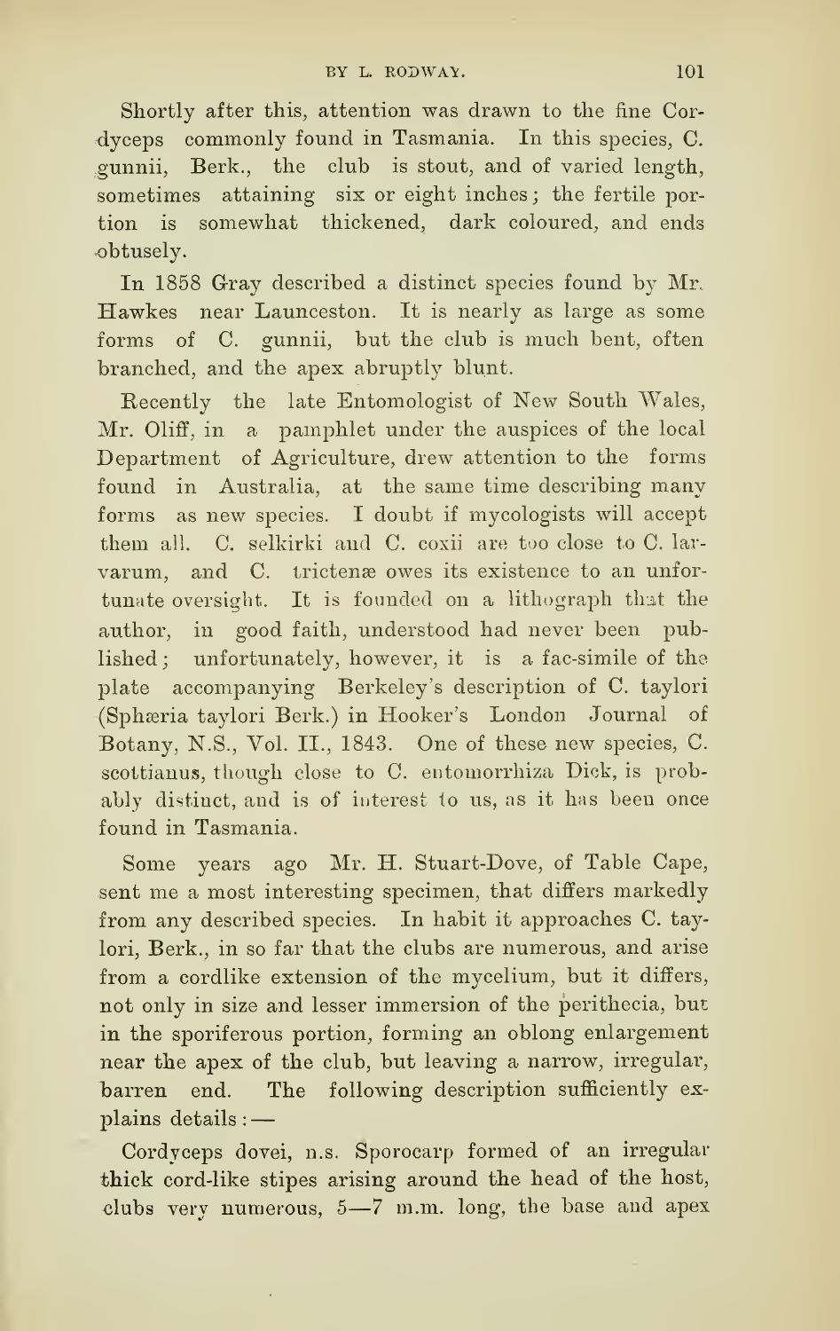Shortly after this, attention was drawn to the fine Cordyceps commonly found in Tasmania. In this species, C. gunnii, Berk., the club is stout, and of varied length, sometimes attaining six or eight inches; the fertile portion is somewhat thickened, dark coloured, and ends obtusely.

In 1858 Gray described a distinct species found by Mr. Hawkes near Launceston. It is nearly as large as some forms of C. gunnii, but the club is much bent, often branched, and the apex abruptly blunt.

Recently the late Entomologist of New South Wales, Mr. Oliff, in a pamphlet under the auspices of the local Department of Agriculture, drew attention to the forms found in Australia, at the same time describing many forms as new species. I doubt if mycologists will accept them all. C. selkirki and C. coxii are too close to C. larvarum, and C. trictenæ owes its existence to an unfortunate oversight. It is founded on a lithograph that the author, in good faith, understood had never been published; unfortunately, however, it is a fac-simile of the plate accompanying Berkeley's description of C. taylori (Sphæria taylori Berk.) in Hooker's London Journal of Botany, N.S., Vol. II., 1843. One of these new species, C. scottianus, though close to C. entomorrhiza Dick, is probably distinct, and is of interest to us, as it has been once found in Tasmania.

Some years ago Mr. H. Stuart-Dove, of Table Cape, sent me a most interesting specimen, that differs markedly from any described species. In habit it approaches C. taylori, Berk., in so far that the clubs are numerous, and arise from a cordlike extension of the mycelium, but it differs, not only in size and lesser immersion of the perithecia, but in the sporiferous portion, forming an oblong enlargement near the apex of the club, but leaving a narrow, irregular, barren end. The following description sufficiently explains details:—

Cordyceps dovei, n.s. Sporocarp formed of an irregular thick cord-like stipes arising around the head of the host, clubs very numerous, 5—7 m.m. long, the base and apex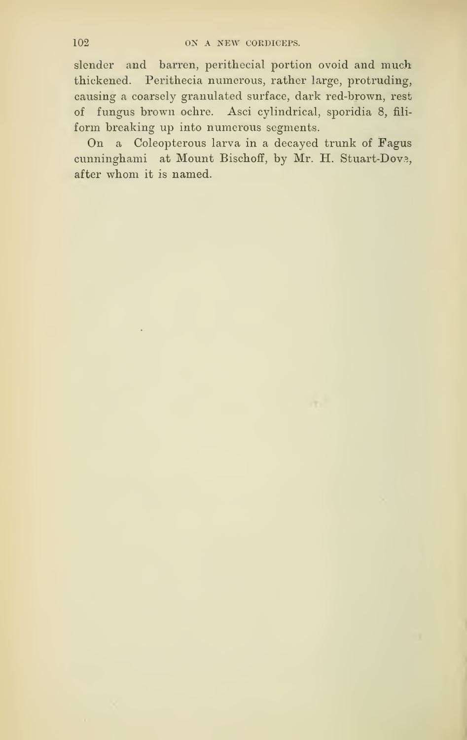slender and barren, perithecial portion ovoid and much thickened. Perithecia numerous, rather large, protruding, causing a coarsely granulated surface, dark red-brown, rest of fungus brown ochre. Asci cylindrical, sporidia 8, filiform breaking up into numerous segments.

On a Coleopterous larva in a decayed trunk of Fagus cunninghami at Mount Bischoff, by Mr. H. Stuart-Dove, after whom it is named.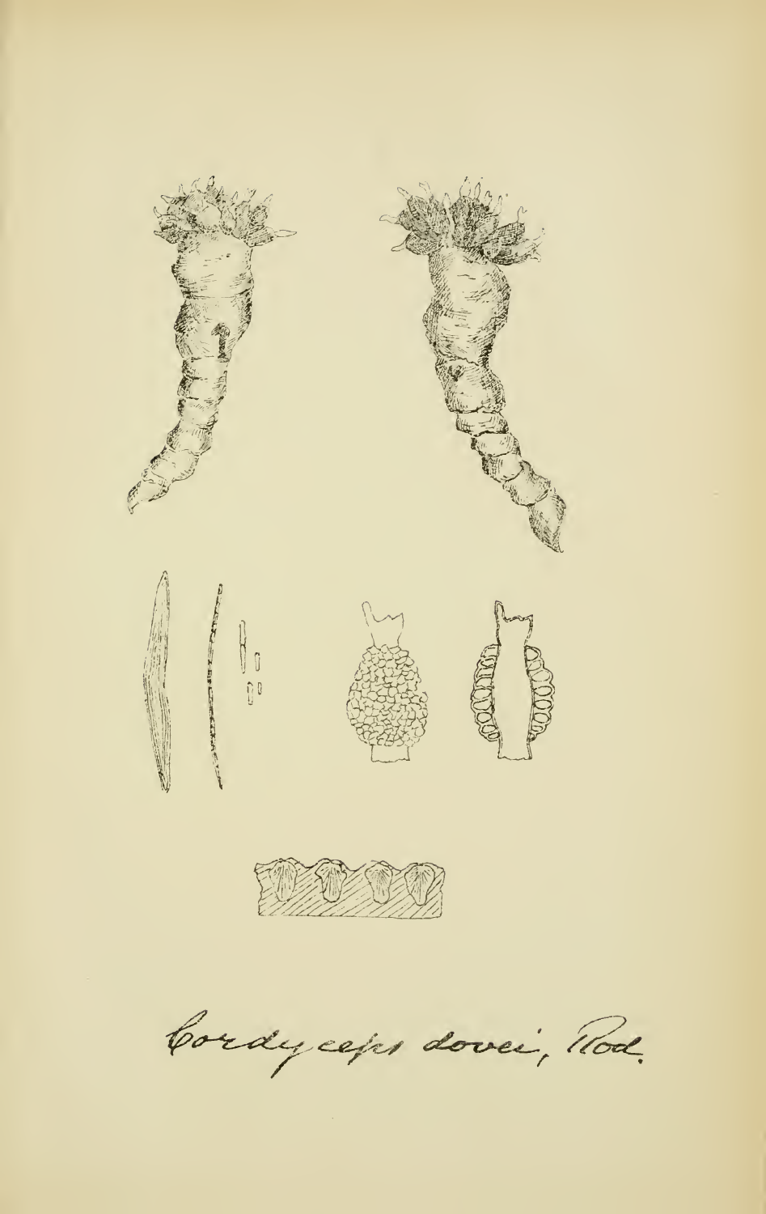*Cordyceps dovei, Rod.*